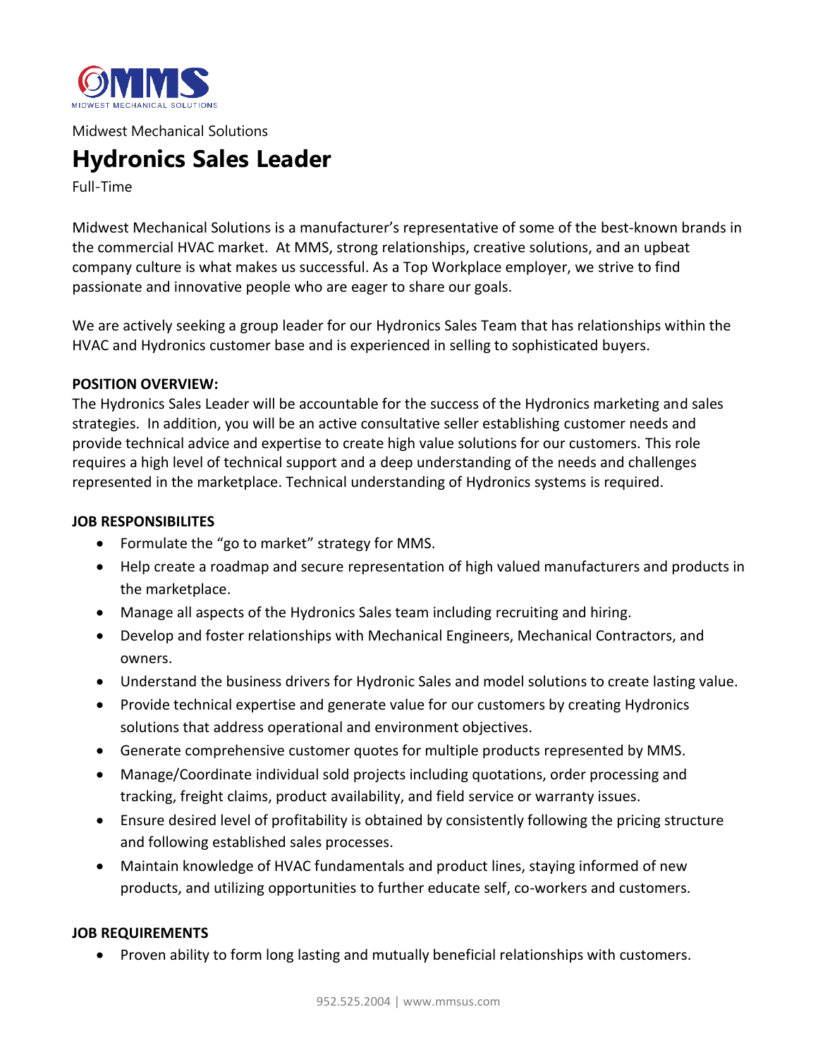Midwest Mechanical Solutions

# Hydronics Sales Leader

Full-Time

Midwest Mechanical Solutions is a manufacturer's representative of some of the best-known brands in the commercial HVAC market. At MMS, strong relationships, creative solutions, and an upbeat company culture is what makes us successful. As a Top Workplace employer, we strive to find passionate and innovative people who are eager to share our goals.

We are actively seeking a group leader for our Hydronics Sales Team that has relationships within the HVAC and Hydronics customer base and is experienced in selling to sophisticated buyers.

**POSITION OVERVIEW:**

The Hydronics Sales Leader will be accountable for the success of the Hydronics marketing and sales strategies. In addition, you will be an active consultative seller establishing customer needs and provide technical advice and expertise to create high value solutions for our customers. This role requires a high level of technical support and a deep understanding of the needs and challenges represented in the marketplace. Technical understanding of Hydronics systems is required.

**JOB RESPONSIBILITES**

- Formulate the "go to market" strategy for MMS.
- Help create a roadmap and secure representation of high valued manufacturers and products in the marketplace.
- Manage all aspects of the Hydronics Sales team including recruiting and hiring.
- Develop and foster relationships with Mechanical Engineers, Mechanical Contractors, and owners.
- Understand the business drivers for Hydronic Sales and model solutions to create lasting value.
- Provide technical expertise and generate value for our customers by creating Hydronics solutions that address operational and environment objectives.
- Generate comprehensive customer quotes for multiple products represented by MMS.
- Manage/Coordinate individual sold projects including quotations, order processing and tracking, freight claims, product availability, and field service or warranty issues.
- Ensure desired level of profitability is obtained by consistently following the pricing structure and following established sales processes.
- Maintain knowledge of HVAC fundamentals and product lines, staying informed of new products, and utilizing opportunities to further educate self, co-workers and customers.

**JOB REQUIREMENTS**

- Proven ability to form long lasting and mutually beneficial relationships with customers.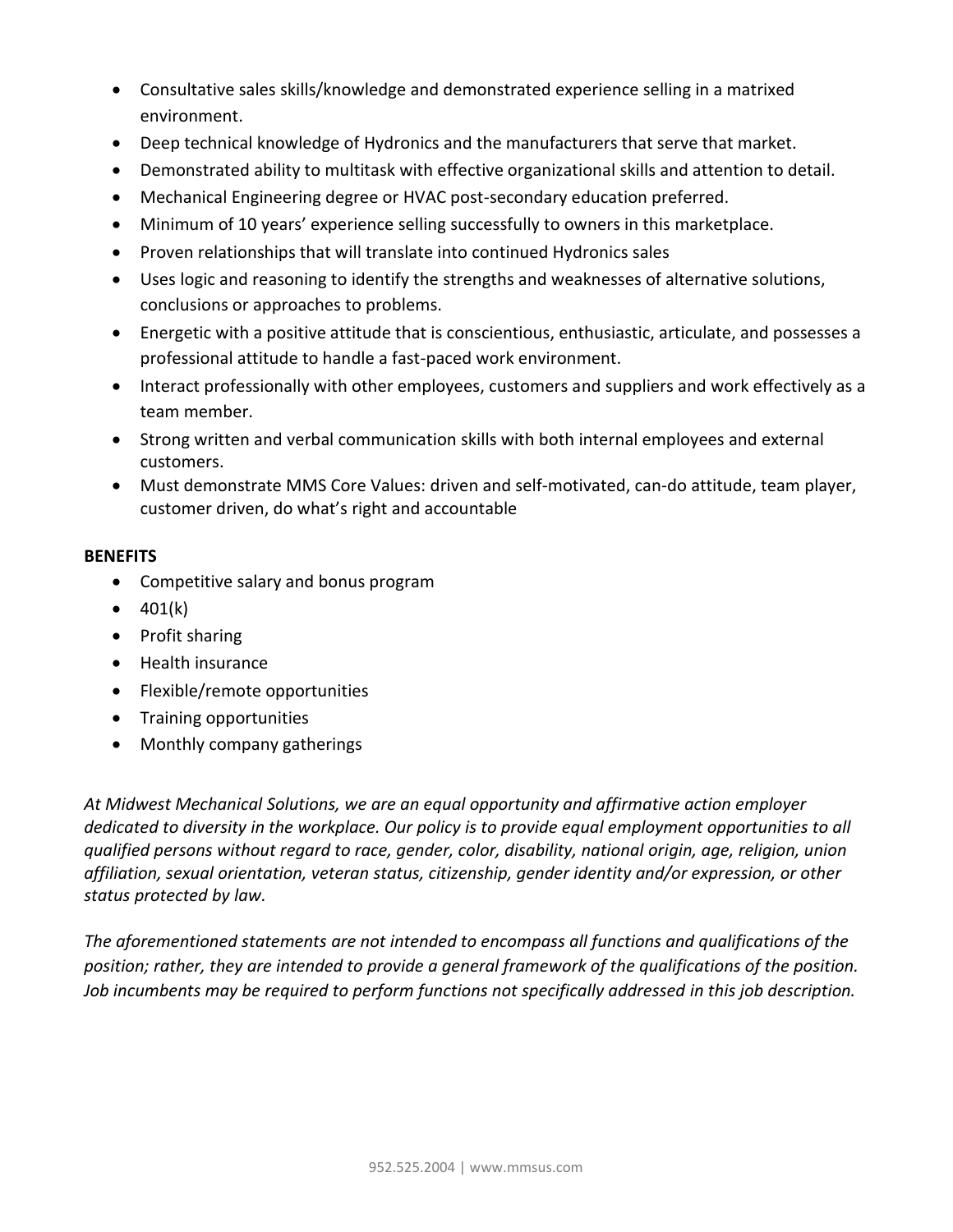- Consultative sales skills/knowledge and demonstrated experience selling in a matrixed environment.
- Deep technical knowledge of Hydronics and the manufacturers that serve that market.
- Demonstrated ability to multitask with effective organizational skills and attention to detail.
- Mechanical Engineering degree or HVAC post-secondary education preferred.
- Minimum of 10 years' experience selling successfully to owners in this marketplace.
- Proven relationships that will translate into continued Hydronics sales
- Uses logic and reasoning to identify the strengths and weaknesses of alternative solutions, conclusions or approaches to problems.
- Energetic with a positive attitude that is conscientious, enthusiastic, articulate, and possesses a professional attitude to handle a fast-paced work environment.
- Interact professionally with other employees, customers and suppliers and work effectively as a team member.
- Strong written and verbal communication skills with both internal employees and external customers.
- Must demonstrate MMS Core Values: driven and self-motivated, can-do attitude, team player, customer driven, do what's right and accountable

**BENEFITS**

- Competitive salary and bonus program
- 401(k)
- Profit sharing
- Health insurance
- Flexible/remote opportunities
- Training opportunities
- Monthly company gatherings

*At Midwest Mechanical Solutions, we are an equal opportunity and affirmative action employer dedicated to diversity in the workplace. Our policy is to provide equal employment opportunities to all qualified persons without regard to race, gender, color, disability, national origin, age, religion, union affiliation, sexual orientation, veteran status, citizenship, gender identity and/or expression, or other status protected by law.*

*The aforementioned statements are not intended to encompass all functions and qualifications of the position; rather, they are intended to provide a general framework of the qualifications of the position. Job incumbents may be required to perform functions not specifically addressed in this job description.*